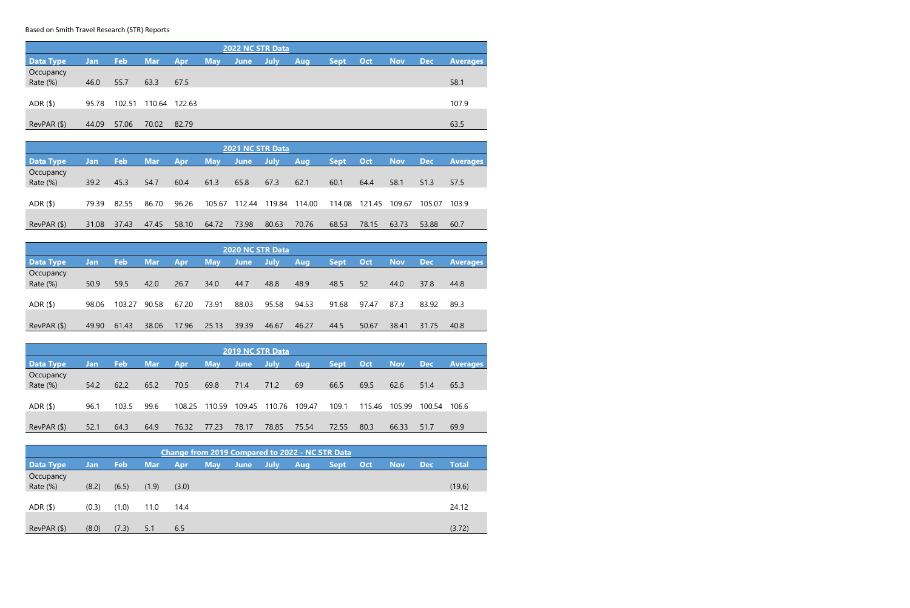Based on Smith Travel Research (STR) Reports

| 2022 NC STR Data | | | | | | | | | | | | | |
|---|---|---|---|---|---|---|---|---|---|---|---|---|---|
| Data Type | Jan | Feb | Mar | Apr | May | June | July | Aug | Sept | Oct | Nov | Dec | Averages |
| Occupancy Rate (%) | 46.0 | 55.7 | 63.3 | 67.5 | | | | | | | | | 58.1 |
| ADR ($) | 95.78 | 102.51 | 110.64 | 122.63 | | | | | | | | | 107.9 |
| RevPAR ($) | 44.09 | 57.06 | 70.02 | 82.79 | | | | | | | | | 63.5 |

| 2021 NC STR Data | | | | | | | | | | | | | |
|---|---|---|---|---|---|---|---|---|---|---|---|---|---|
| Data Type | Jan | Feb | Mar | Apr | May | June | July | Aug | Sept | Oct | Nov | Dec | Averages |
| Occupancy Rate (%) | 39.2 | 45.3 | 54.7 | 60.4 | 61.3 | 65.8 | 67.3 | 62.1 | 60.1 | 64.4 | 58.1 | 51.3 | 57.5 |
| ADR ($) | 79.39 | 82.55 | 86.70 | 96.26 | 105.67 | 112.44 | 119.84 | 114.00 | 114.08 | 121.45 | 109.67 | 105.07 | 103.9 |
| RevPAR ($) | 31.08 | 37.43 | 47.45 | 58.10 | 64.72 | 73.98 | 80.63 | 70.76 | 68.53 | 78.15 | 63.73 | 53.88 | 60.7 |

| 2020 NC STR Data | | | | | | | | | | | | | |
|---|---|---|---|---|---|---|---|---|---|---|---|---|---|
| Data Type | Jan | Feb | Mar | Apr | May | June | July | Aug | Sept | Oct | Nov | Dec | Averages |
| Occupancy Rate (%) | 50.9 | 59.5 | 42.0 | 26.7 | 34.0 | 44.7 | 48.8 | 48.9 | 48.5 | 52 | 44.0 | 37.8 | 44.8 |
| ADR ($) | 98.06 | 103.27 | 90.58 | 67.20 | 73.91 | 88.03 | 95.58 | 94.53 | 91.68 | 97.47 | 87.3 | 83.92 | 89.3 |
| RevPAR ($) | 49.90 | 61.43 | 38.06 | 17.96 | 25.13 | 39.39 | 46.67 | 46.27 | 44.5 | 50.67 | 38.41 | 31.75 | 40.8 |

| 2019 NC STR Data | | | | | | | | | | | | | |
|---|---|---|---|---|---|---|---|---|---|---|---|---|---|
| Data Type | Jan | Feb | Mar | Apr | May | June | July | Aug | Sept | Oct | Nov | Dec | Averages |
| Occupancy Rate (%) | 54.2 | 62.2 | 65.2 | 70.5 | 69.8 | 71.4 | 71.2 | 69 | 66.5 | 69.5 | 62.6 | 51.4 | 65.3 |
| ADR ($) | 96.1 | 103.5 | 99.6 | 108.25 | 110.59 | 109.45 | 110.76 | 109.47 | 109.1 | 115.46 | 105.99 | 100.54 | 106.6 |
| RevPAR ($) | 52.1 | 64.3 | 64.9 | 76.32 | 77.23 | 78.17 | 78.85 | 75.54 | 72.55 | 80.3 | 66.33 | 51.7 | 69.9 |

| Change from 2019 Compared to 2022 - NC STR Data | | | | | | | | | | | | | |
|---|---|---|---|---|---|---|---|---|---|---|---|---|---|
| Data Type | Jan | Feb | Mar | Apr | May | June | July | Aug | Sept | Oct | Nov | Dec | Total |
| Occupancy Rate (%) | (8.2) | (6.5) | (1.9) | (3.0) | | | | | | | | | (19.6) |
| ADR ($) | (0.3) | (1.0) | 11.0 | 14.4 | | | | | | | | | 24.12 |
| RevPAR ($) | (8.0) | (7.3) | 5.1 | 6.5 | | | | | | | | | (3.72) |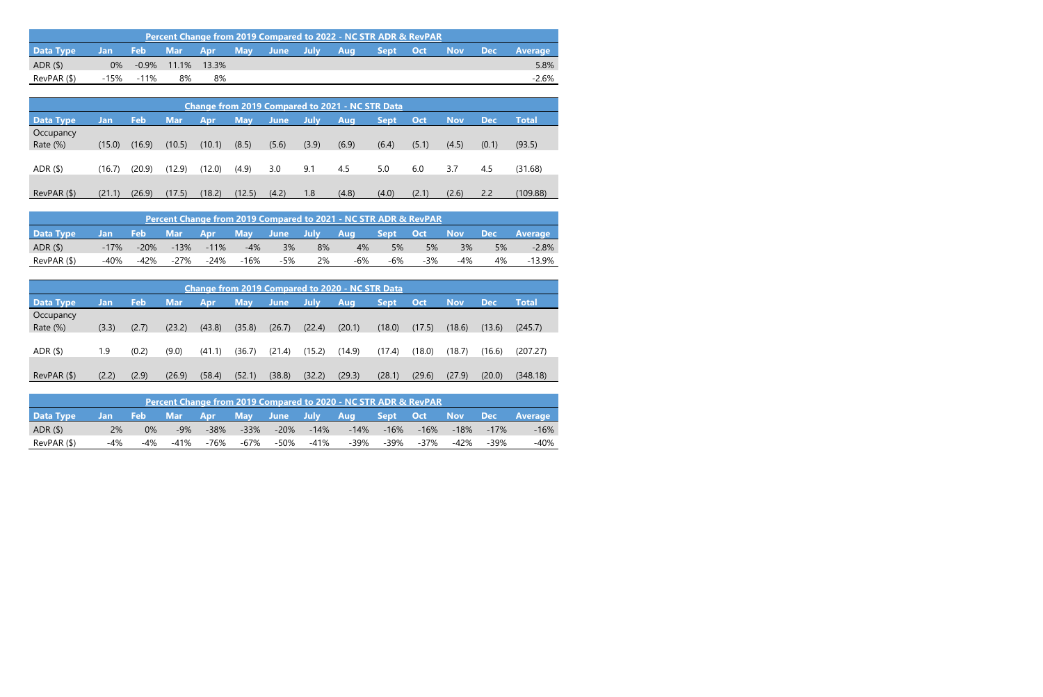| Percent Change from 2019 Compared to 2022 - NC STR ADR & RevPAR | | | | | | | | | | | | | |
|---|---|---|---|---|---|---|---|---|---|---|---|---|---|
| Data Type | Jan | Feb | Mar | Apr | May | June | July | Aug | Sept | Oct | Nov | Dec | Average |
| ADR ($) | 0% | -0.9% | 11.1% | 13.3% | | | | | | | | | 5.8% |
| RevPAR ($) | -15% | -11% | 8% | 8% | | | | | | | | | -2.6% |

| Change from 2019 Compared to 2021 - NC STR Data | | | | | | | | | | | | | |
|---|---|---|---|---|---|---|---|---|---|---|---|---|---|
| Data Type | Jan | Feb | Mar | Apr | May | June | July | Aug | Sept | Oct | Nov | Dec | Total |
| Occupancy Rate (%) | (15.0) | (16.9) | (10.5) | (10.1) | (8.5) | (5.6) | (3.9) | (6.9) | (6.4) | (5.1) | (4.5) | (0.1) | (93.5) |
| ADR ($) | (16.7) | (20.9) | (12.9) | (12.0) | (4.9) | 3.0 | 9.1 | 4.5 | 5.0 | 6.0 | 3.7 | 4.5 | (31.68) |
| RevPAR ($) | (21.1) | (26.9) | (17.5) | (18.2) | (12.5) | (4.2) | 1.8 | (4.8) | (4.0) | (2.1) | (2.6) | 2.2 | (109.88) |

| Percent Change from 2019 Compared to 2021 - NC STR ADR & RevPAR | | | | | | | | | | | | | |
|---|---|---|---|---|---|---|---|---|---|---|---|---|---|
| Data Type | Jan | Feb | Mar | Apr | May | June | July | Aug | Sept | Oct | Nov | Dec | Average |
| ADR ($) | -17% | -20% | -13% | -11% | -4% | 3% | 8% | 4% | 5% | 5% | 3% | 5% | -2.8% |
| RevPAR ($) | -40% | -42% | -27% | -24% | -16% | -5% | 2% | -6% | -6% | -3% | -4% | 4% | -13.9% |

| Change from 2019 Compared to 2020 - NC STR Data | | | | | | | | | | | | | |
|---|---|---|---|---|---|---|---|---|---|---|---|---|---|
| Data Type | Jan | Feb | Mar | Apr | May | June | July | Aug | Sept | Oct | Nov | Dec | Total |
| Occupancy Rate (%) | (3.3) | (2.7) | (23.2) | (43.8) | (35.8) | (26.7) | (22.4) | (20.1) | (18.0) | (17.5) | (18.6) | (13.6) | (245.7) |
| ADR ($) | 1.9 | (0.2) | (9.0) | (41.1) | (36.7) | (21.4) | (15.2) | (14.9) | (17.4) | (18.0) | (18.7) | (16.6) | (207.27) |
| RevPAR ($) | (2.2) | (2.9) | (26.9) | (58.4) | (52.1) | (38.8) | (32.2) | (29.3) | (28.1) | (29.6) | (27.9) | (20.0) | (348.18) |

| Percent Change from 2019 Compared to 2020 - NC STR ADR & RevPAR | | | | | | | | | | | | | |
|---|---|---|---|---|---|---|---|---|---|---|---|---|---|
| Data Type | Jan | Feb | Mar | Apr | May | June | July | Aug | Sept | Oct | Nov | Dec | Average |
| ADR ($) | 2% | 0% | -9% | -38% | -33% | -20% | -14% | -14% | -16% | -16% | -18% | -17% | -16% |
| RevPAR ($) | -4% | -4% | -41% | -76% | -67% | -50% | -41% | -39% | -39% | -37% | -42% | -39% | -40% |